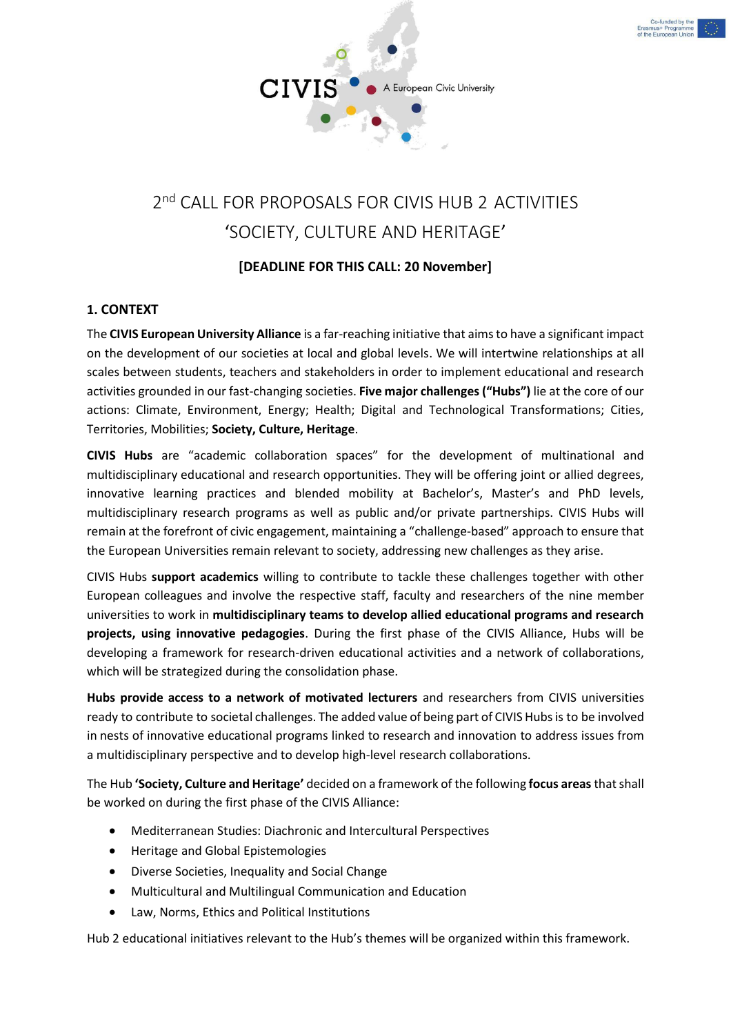CIVIS A European Civic University

Co-funded by the Erasmus+ Programme of the European Union

# 2nd CALL FOR PROPOSALS FOR CIVIS HUB 2 ACTIVITIES 'SOCIETY, CULTURE AND HERITAGE'

**[DEADLINE FOR THIS CALL: 20 November]**

## 1. CONTEXT

The **CIVIS European University Alliance** is a far-reaching initiative that aims to have a significant impact on the development of our societies at local and global levels. We will intertwine relationships at all scales between students, teachers and stakeholders in order to implement educational and research activities grounded in our fast-changing societies. **Five major challenges ("Hubs")** lie at the core of our actions: Climate, Environment, Energy; Health; Digital and Technological Transformations; Cities, Territories, Mobilities; **Society, Culture, Heritage**.

**CIVIS Hubs** are "academic collaboration spaces" for the development of multinational and multidisciplinary educational and research opportunities. They will be offering joint or allied degrees, innovative learning practices and blended mobility at Bachelor's, Master's and PhD levels, multidisciplinary research programs as well as public and/or private partnerships. CIVIS Hubs will remain at the forefront of civic engagement, maintaining a "challenge-based" approach to ensure that the European Universities remain relevant to society, addressing new challenges as they arise.

CIVIS Hubs **support academics** willing to contribute to tackle these challenges together with other European colleagues and involve the respective staff, faculty and researchers of the nine member universities to work in **multidisciplinary teams to develop allied educational programs and research projects, using innovative pedagogies**. During the first phase of the CIVIS Alliance, Hubs will be developing a framework for research-driven educational activities and a network of collaborations, which will be strategized during the consolidation phase.

**Hubs provide access to a network of motivated lecturers** and researchers from CIVIS universities ready to contribute to societal challenges. The added value of being part of CIVIS Hubs is to be involved in nests of innovative educational programs linked to research and innovation to address issues from a multidisciplinary perspective and to develop high-level research collaborations.

The Hub **'Society, Culture and Heritage'** decided on a framework of the following **focus areas** that shall be worked on during the first phase of the CIVIS Alliance:

- Mediterranean Studies: Diachronic and Intercultural Perspectives
- Heritage and Global Epistemologies
- Diverse Societies, Inequality and Social Change
- Multicultural and Multilingual Communication and Education
- Law, Norms, Ethics and Political Institutions

Hub 2 educational initiatives relevant to the Hub's themes will be organized within this framework.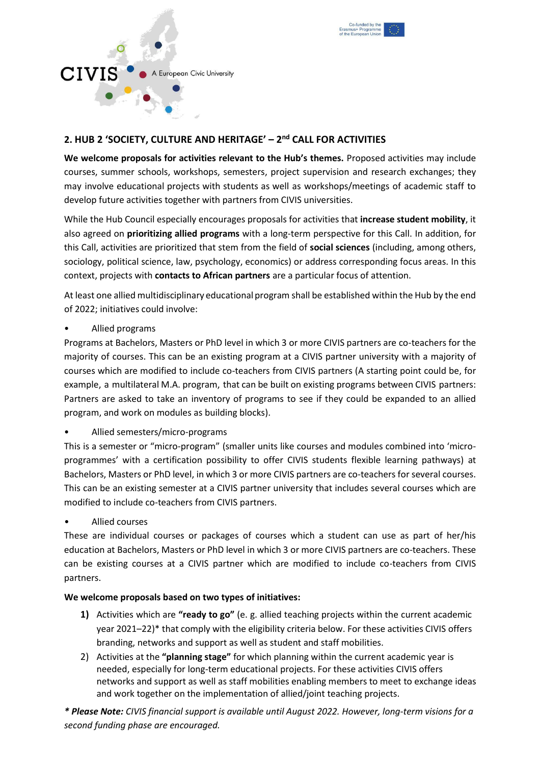## 2. HUB 2 'SOCIETY, CULTURE AND HERITAGE' – 2nd CALL FOR ACTIVITIES

**We welcome proposals for activities relevant to the Hub's themes.** Proposed activities may include courses, summer schools, workshops, semesters, project supervision and research exchanges; they may involve educational projects with students as well as workshops/meetings of academic staff to develop future activities together with partners from CIVIS universities.

While the Hub Council especially encourages proposals for activities that **increase student mobility**, it also agreed on **prioritizing allied programs** with a long-term perspective for this Call. In addition, for this Call, activities are prioritized that stem from the field of **social sciences** (including, among others, sociology, political science, law, psychology, economics) or address corresponding focus areas. In this context, projects with **contacts to African partners** are a particular focus of attention.

At least one allied multidisciplinary educational program shall be established within the Hub by the end of 2022; initiatives could involve:

- Allied programs

Programs at Bachelors, Masters or PhD level in which 3 or more CIVIS partners are co-teachers for the majority of courses. This can be an existing program at a CIVIS partner university with a majority of courses which are modified to include co-teachers from CIVIS partners (A starting point could be, for example, a multilateral M.A. program, that can be built on existing programs between CIVIS partners: Partners are asked to take an inventory of programs to see if they could be expanded to an allied program, and work on modules as building blocks).

- Allied semesters/micro-programs

This is a semester or "micro-program" (smaller units like courses and modules combined into 'micro-programmes' with a certification possibility to offer CIVIS students flexible learning pathways) at Bachelors, Masters or PhD level, in which 3 or more CIVIS partners are co-teachers for several courses. This can be an existing semester at a CIVIS partner university that includes several courses which are modified to include co-teachers from CIVIS partners.

- Allied courses

These are individual courses or packages of courses which a student can use as part of her/his education at Bachelors, Masters or PhD level in which 3 or more CIVIS partners are co-teachers. These can be existing courses at a CIVIS partner which are modified to include co-teachers from CIVIS partners.

**We welcome proposals based on two types of initiatives:**

1) Activities which are **"ready to go"** (e. g. allied teaching projects within the current academic year 2021–22)* that comply with the eligibility criteria below. For these activities CIVIS offers branding, networks and support as well as student and staff mobilities.
2) Activities at the **"planning stage"** for which planning within the current academic year is needed, especially for long-term educational projects. For these activities CIVIS offers networks and support as well as staff mobilities enabling members to meet to exchange ideas and work together on the implementation of allied/joint teaching projects.

*\* **Please Note:** CIVIS financial support is available until August 2022. However, long-term visions for a second funding phase are encouraged.*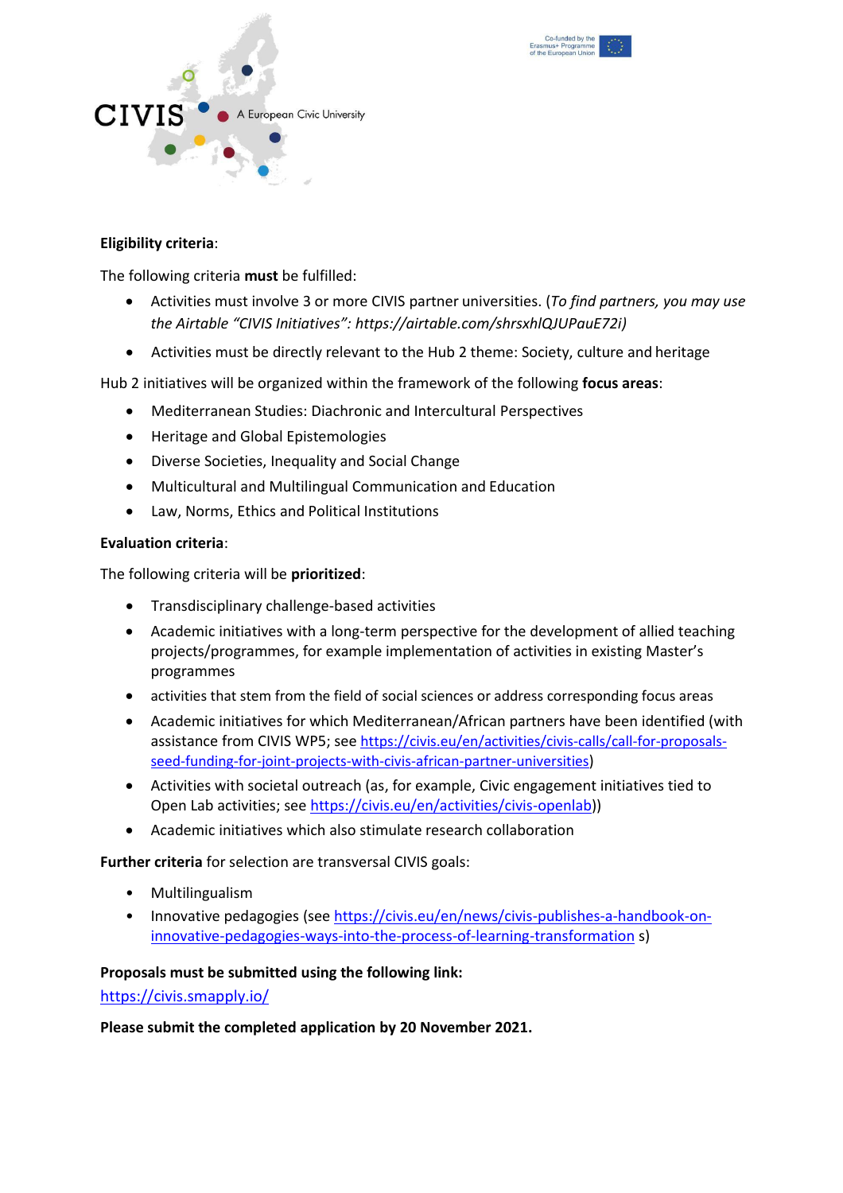**Eligibility criteria**:

The following criteria **must** be fulfilled:

- Activities must involve 3 or more CIVIS partner universities. (*To find partners, you may use the Airtable "CIVIS Initiatives": https://airtable.com/shrsxhlQJUPauE72i)*
- Activities must be directly relevant to the Hub 2 theme: Society, culture and heritage

Hub 2 initiatives will be organized within the framework of the following **focus areas**:

- Mediterranean Studies: Diachronic and Intercultural Perspectives
- Heritage and Global Epistemologies
- Diverse Societies, Inequality and Social Change
- Multicultural and Multilingual Communication and Education
- Law, Norms, Ethics and Political Institutions

**Evaluation criteria**:

The following criteria will be **prioritized**:

- Transdisciplinary challenge-based activities
- Academic initiatives with a long-term perspective for the development of allied teaching projects/programmes, for example implementation of activities in existing Master's programmes
- activities that stem from the field of social sciences or address corresponding focus areas
- Academic initiatives for which Mediterranean/African partners have been identified (with assistance from CIVIS WP5; see https://civis.eu/en/activities/civis-calls/call-for-proposals-seed-funding-for-joint-projects-with-civis-african-partner-universities)
- Activities with societal outreach (as, for example, Civic engagement initiatives tied to Open Lab activities; see https://civis.eu/en/activities/civis-openlab))
- Academic initiatives which also stimulate research collaboration

**Further criteria** for selection are transversal CIVIS goals:

- Multilingualism
- Innovative pedagogies (see https://civis.eu/en/news/civis-publishes-a-handbook-on-innovative-pedagogies-ways-into-the-process-of-learning-transformation s)

**Proposals must be submitted using the following link:**

https://civis.smapply.io/

**Please submit the completed application by 20 November 2021.**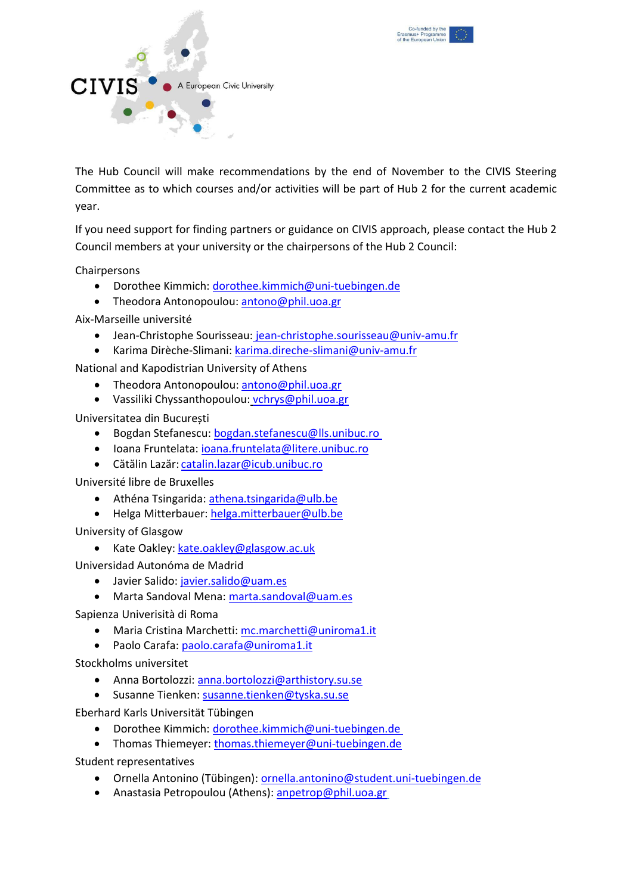The Hub Council will make recommendations by the end of November to the CIVIS Steering Committee as to which courses and/or activities will be part of Hub 2 for the current academic year.

If you need support for finding partners or guidance on CIVIS approach, please contact the Hub 2 Council members at your university or the chairpersons of the Hub 2 Council:

Chairpersons

- Dorothee Kimmich: dorothee.kimmich@uni-tuebingen.de
- Theodora Antonopoulou: antono@phil.uoa.gr

Aix-Marseille université

- Jean-Christophe Sourisseau: jean-christophe.sourisseau@univ-amu.fr
- Karima Dirèche-Slimani: karima.direche-slimani@univ-amu.fr

National and Kapodistrian University of Athens

- Theodora Antonopoulou: antono@phil.uoa.gr
- Vassiliki Chryssanthopoulou: vchrys@phil.uoa.gr

Universitatea din București

- Bogdan Stefanescu: bogdan.stefanescu@lls.unibuc.ro
- Ioana Fruntelata: ioana.fruntelata@litere.unibuc.ro
- Cătălin Lazăr: catalin.lazar@icub.unibuc.ro

Université libre de Bruxelles

- Athéna Tsingarida: athena.tsingarida@ulb.be
- Helga Mitterbauer: helga.mitterbauer@ulb.be

University of Glasgow

- Kate Oakley: kate.oakley@glasgow.ac.uk

Universidad Autonóma de Madrid

- Javier Salido: javier.salido@uam.es
- Marta Sandoval Mena: marta.sandoval@uam.es

Sapienza Univerisità di Roma

- Maria Cristina Marchetti: mc.marchetti@uniroma1.it
- Paolo Carafa: paolo.carafa@uniroma1.it

Stockholms universitet

- Anna Bortolozzi: anna.bortolozzi@arthistory.su.se
- Susanne Tienken: susanne.tienken@tyska.su.se

Eberhard Karls Universität Tübingen

- Dorothee Kimmich: dorothee.kimmich@uni-tuebingen.de
- Thomas Thiemeyer: thomas.thiemeyer@uni-tuebingen.de

Student representatives

- Ornella Antonino (Tübingen): ornella.antonino@student.uni-tuebingen.de
- Anastasia Petropoulou (Athens): anpetrop@phil.uoa.gr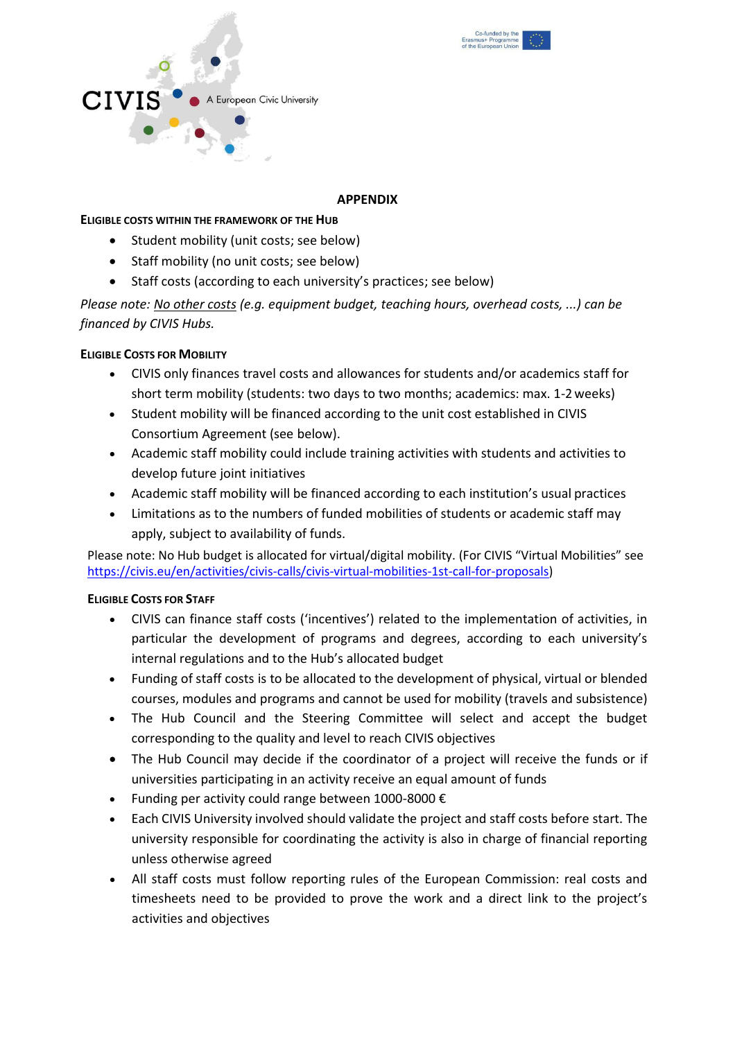## APPENDIX

### Eligible costs within the framework of the Hub

- Student mobility (unit costs; see below)
- Staff mobility (no unit costs; see below)
- Staff costs (according to each university's practices; see below)

*Please note: No other costs (e.g. equipment budget, teaching hours, overhead costs, ...) can be financed by CIVIS Hubs.*

### Eligible Costs for Mobility

- CIVIS only finances travel costs and allowances for students and/or academics staff for short term mobility (students: two days to two months; academics: max. 1-2 weeks)
- Student mobility will be financed according to the unit cost established in CIVIS Consortium Agreement (see below).
- Academic staff mobility could include training activities with students and activities to develop future joint initiatives
- Academic staff mobility will be financed according to each institution's usual practices
- Limitations as to the numbers of funded mobilities of students or academic staff may apply, subject to availability of funds.

Please note: No Hub budget is allocated for virtual/digital mobility. (For CIVIS "Virtual Mobilities" see https://civis.eu/en/activities/civis-calls/civis-virtual-mobilities-1st-call-for-proposals)

### Eligible Costs for Staff

- CIVIS can finance staff costs ('incentives') related to the implementation of activities, in particular the development of programs and degrees, according to each university's internal regulations and to the Hub's allocated budget
- Funding of staff costs is to be allocated to the development of physical, virtual or blended courses, modules and programs and cannot be used for mobility (travels and subsistence)
- The Hub Council and the Steering Committee will select and accept the budget corresponding to the quality and level to reach CIVIS objectives
- The Hub Council may decide if the coordinator of a project will receive the funds or if universities participating in an activity receive an equal amount of funds
- Funding per activity could range between 1000-8000 €
- Each CIVIS University involved should validate the project and staff costs before start. The university responsible for coordinating the activity is also in charge of financial reporting unless otherwise agreed
- All staff costs must follow reporting rules of the European Commission: real costs and timesheets need to be provided to prove the work and a direct link to the project's activities and objectives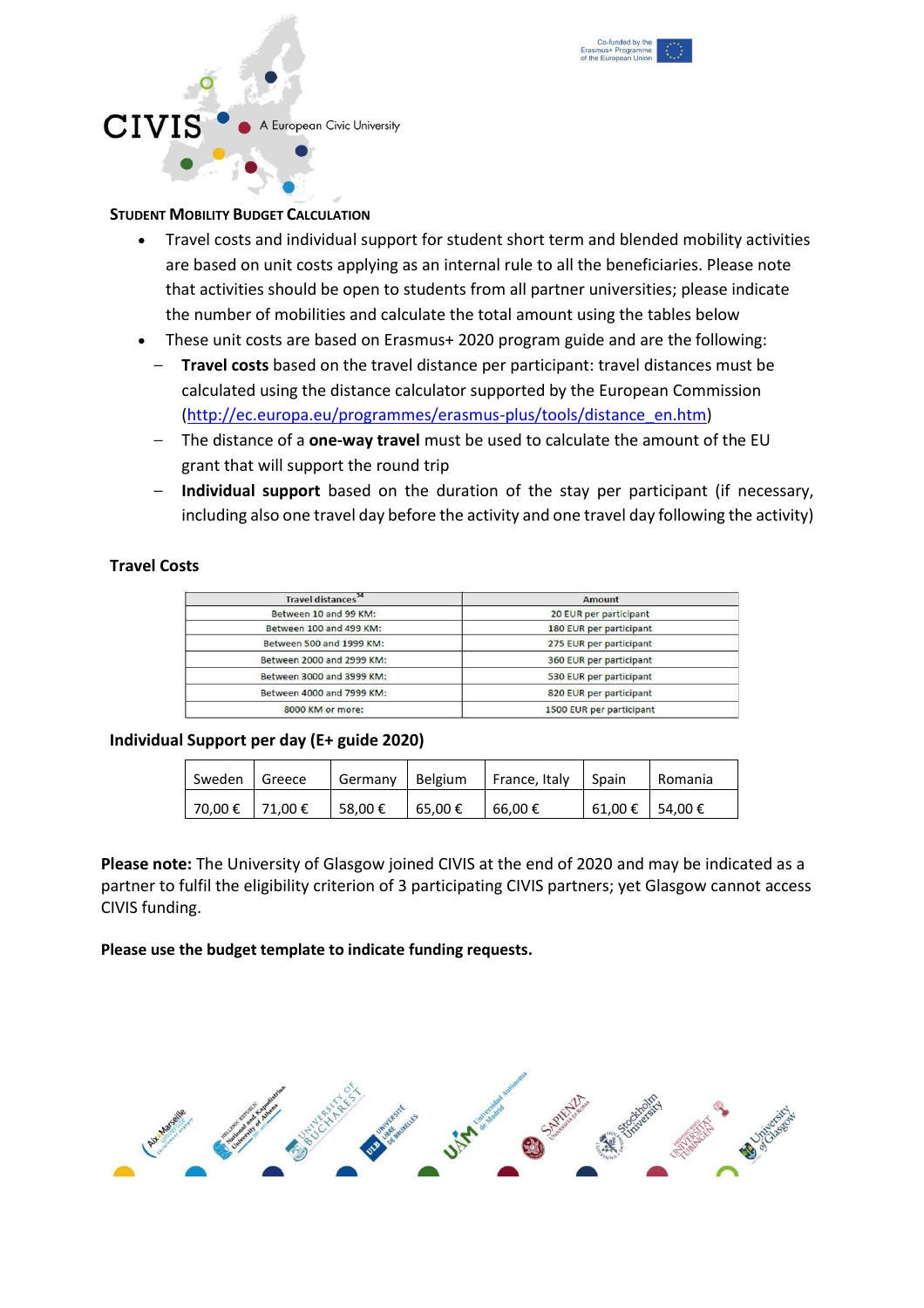## Student Mobility Budget Calculation

- Travel costs and individual support for student short term and blended mobility activities are based on unit costs applying as an internal rule to all the beneficiaries. Please note that activities should be open to students from all partner universities; please indicate the number of mobilities and calculate the total amount using the tables below
- These unit costs are based on Erasmus+ 2020 program guide and are the following:
  - **Travel costs** based on the travel distance per participant: travel distances must be calculated using the distance calculator supported by the European Commission (http://ec.europa.eu/programmes/erasmus-plus/tools/distance_en.htm)
  - The distance of a **one-way travel** must be used to calculate the amount of the EU grant that will support the round trip
  - **Individual support** based on the duration of the stay per participant (if necessary, including also one travel day before the activity and one travel day following the activity)

### Travel Costs

| Travel distances[34] | Amount |
|---|---|
| Between 10 and 99 KM: | 20 EUR per participant |
| Between 100 and 499 KM: | 180 EUR per participant |
| Between 500 and 1999 KM: | 275 EUR per participant |
| Between 2000 and 2999 KM: | 360 EUR per participant |
| Between 3000 and 3999 KM: | 530 EUR per participant |
| Between 4000 and 7999 KM: | 820 EUR per participant |
| 8000 KM or more: | 1500 EUR per participant |

### Individual Support per day (E+ guide 2020)

| Sweden | Greece | Germany | Belgium | France, Italy | Spain | Romania |
|---|---|---|---|---|---|---|
| 70,00 € | 71,00 € | 58,00 € | 65,00 € | 66,00 € | 61,00 € | 54,00 € |

**Please note:** The University of Glasgow joined CIVIS at the end of 2020 and may be indicated as a partner to fulfil the eligibility criterion of 3 participating CIVIS partners; yet Glasgow cannot access CIVIS funding.

**Please use the budget template to indicate funding requests.**